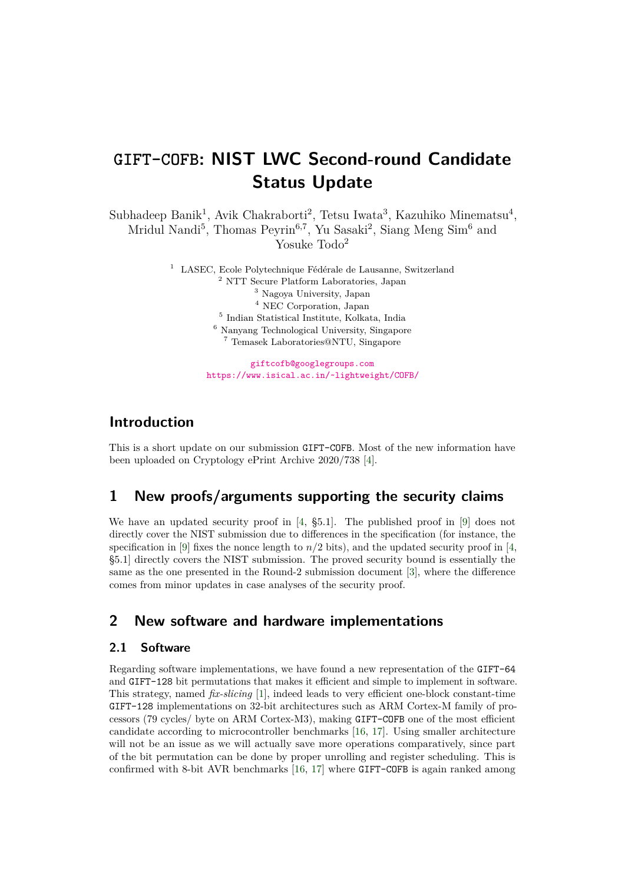# GIFT-COFB: NIST LWC Second-round Candidate Status Update

Subhadeep Banik[1], Avik Chakraborti[2], Tetsu Iwata[3], Kazuhiko Minematsu[4], Mridul Nandi[5], Thomas Peyrin[6,7], Yu Sasaki[2], Siang Meng Sim[6] and Yosuke Todo[2]

[1] LASEC, Ecole Polytechnique Fédérale de Lausanne, Switzerland
[2] NTT Secure Platform Laboratories, Japan
[3] Nagoya University, Japan
[4] NEC Corporation, Japan
[5] Indian Statistical Institute, Kolkata, India
[6] Nanyang Technological University, Singapore
[7] Temasek Laboratories@NTU, Singapore

giftcofb@googlegroups.com
https://www.isical.ac.in/~lightweight/COFB/

## Introduction

This is a short update on our submission GIFT-COFB. Most of the new information have been uploaded on Cryptology ePrint Archive 2020/738 [4].

## 1 New proofs/arguments supporting the security claims

We have an updated security proof in [4, §5.1]. The published proof in [9] does not directly cover the NIST submission due to differences in the specification (for instance, the specification in [9] fixes the nonce length to $n/2$ bits), and the updated security proof in [4, §5.1] directly covers the NIST submission. The proved security bound is essentially the same as the one presented in the Round-2 submission document [3], where the difference comes from minor updates in case analyses of the security proof.

## 2 New software and hardware implementations

### 2.1 Software

Regarding software implementations, we have found a new representation of the GIFT-64 and GIFT-128 bit permutations that makes it efficient and simple to implement in software. This strategy, named *fix-slicing* [1], indeed leads to very efficient one-block constant-time GIFT-128 implementations on 32-bit architectures such as ARM Cortex-M family of processors (79 cycles/ byte on ARM Cortex-M3), making GIFT-COFB one of the most efficient candidate according to microcontroller benchmarks [16, 17]. Using smaller architecture will not be an issue as we will actually save more operations comparatively, since part of the bit permutation can be done by proper unrolling and register scheduling. This is confirmed with 8-bit AVR benchmarks [16, 17] where GIFT-COFB is again ranked among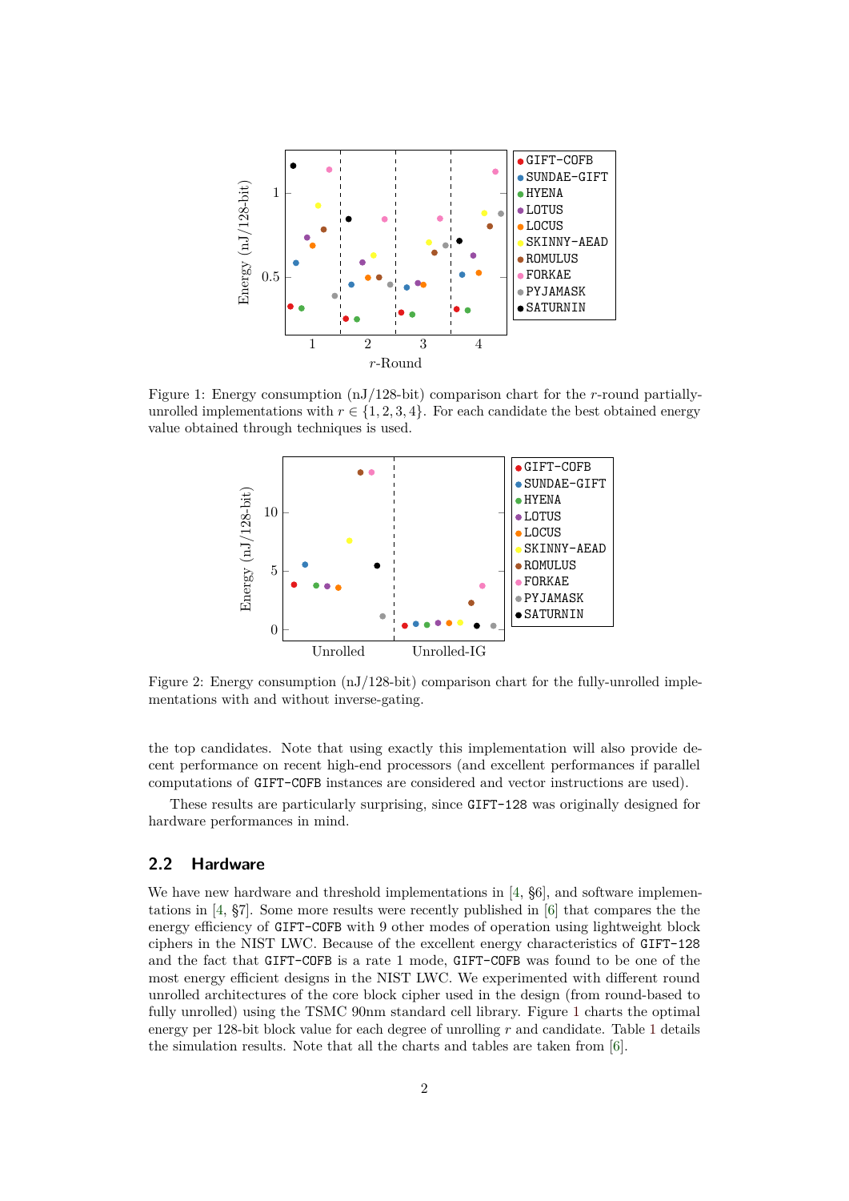Figure 1: Energy consumption (nJ/128-bit) comparison chart for the $r$-round partially-unrolled implementations with $r \in \{1, 2, 3, 4\}$. For each candidate the best obtained energy value obtained through techniques is used.

Figure 2: Energy consumption (nJ/128-bit) comparison chart for the fully-unrolled implementations with and without inverse-gating.

the top candidates. Note that using exactly this implementation will also provide decent performance on recent high-end processors (and excellent performances is parallel computations of GIFT-COFB instances are considered and vector instructions are used).

These results are particularly surprising, since GIFT-128 was originally designed for hardware performances in mind.

## 2.2 Hardware

We have new hardware and threshold implementations in [4, §6], and software implementations in [4, §7]. Some more results were recently published in [6] that compares the the energy efficiency of GIFT-COFB with 9 other modes of operation using lightweight block ciphers in the NIST LWC. Because of the excellent energy characteristics of GIFT-128 and the fact that GIFT-COFB is a rate 1 mode, GIFT-COFB was found to be one of the most energy efficient designs in the NIST LWC. We experimented with different round unrolled architectures of the core block cipher used in the design (from round-based to fully unrolled) using the TSMC 90nm standard cell library. Figure 1 charts the optimal energy per 128-bit block value for each degree of unrolling $r$ and candidate. Table 1 details the simulation results. Note that all the charts and tables are taken from [6].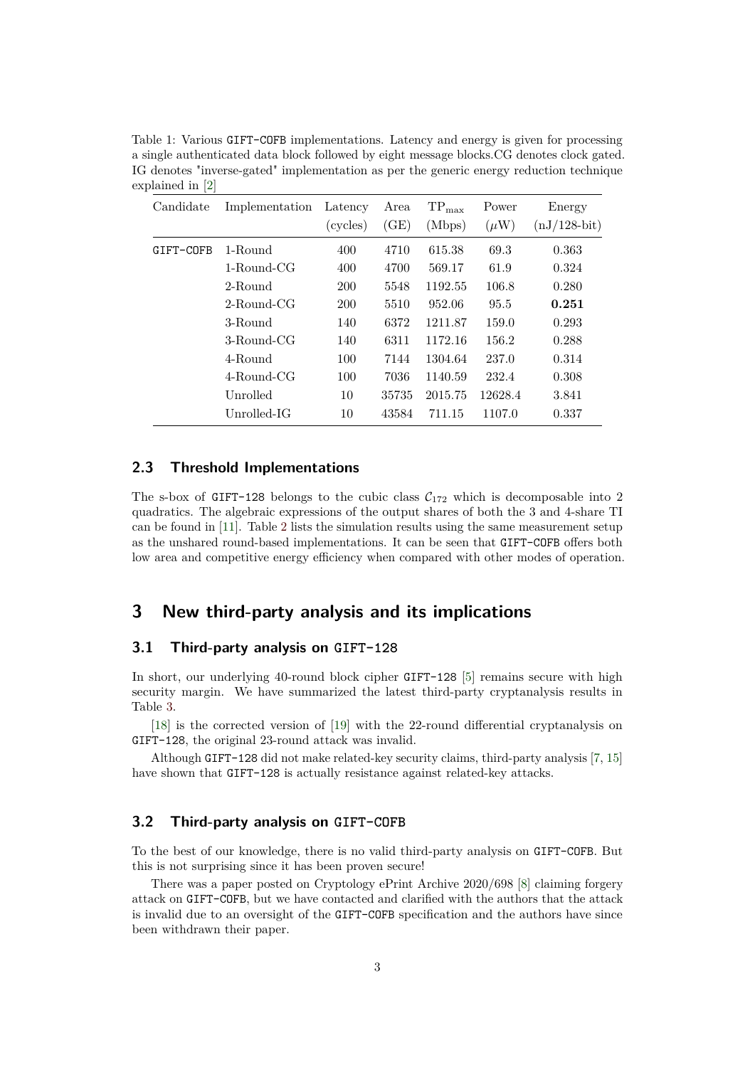Table 1: Various GIFT-COFB implementations. Latency and energy is given for processing a single authenticated data block followed by eight message blocks.CG denotes clock gated. IG denotes "inverse-gated" implementation as per the generic energy reduction technique explained in [2]

| Candidate | Implementation | Latency (cycles) | Area (GE) | $\text{TP}_{\text{max}}$ (Mbps) | Power ($\mu$W) | Energy (nJ/128-bit) |
|---|---|---|---|---|---|---|
| GIFT-COFB | 1-Round | 400 | 4710 | 615.38 | 69.3 | 0.363 |
| | 1-Round-CG | 400 | 4700 | 569.17 | 61.9 | 0.324 |
| | 2-Round | 200 | 5548 | 1192.55 | 106.8 | 0.280 |
| | 2-Round-CG | 200 | 5510 | 952.06 | 95.5 | **0.251** |
| | 3-Round | 140 | 6372 | 1211.87 | 159.0 | 0.293 |
| | 3-Round-CG | 140 | 6311 | 1172.16 | 156.2 | 0.288 |
| | 4-Round | 100 | 7144 | 1304.64 | 237.0 | 0.314 |
| | 4-Round-CG | 100 | 7036 | 1140.59 | 232.4 | 0.308 |
| | Unrolled | 10 | 35735 | 2015.75 | 12628.4 | 3.841 |
| | Unrolled-IG | 10 | 43584 | 711.15 | 1107.0 | 0.337 |

### 2.3 Threshold Implementations

The s-box of GIFT-128 belongs to the cubic class $\mathcal{C}_{172}$ which is decomposable into 2 quadratics. The algebraic expressions of the output shares of both the 3 and 4-share TI can be found in [11]. Table 2 lists the simulation results using the same measurement setup as the unshared round-based implementations. It can be seen that GIFT-COFB offers both low area and competitive energy efficiency when compared with other modes of operation.

## 3 New third-party analysis and its implications

### 3.1 Third-party analysis on GIFT-128

In short, our underlying 40-round block cipher GIFT-128 [5] remains secure with high security margin. We have summarized the latest third-party cryptanalysis results in Table 3.

[18] is the corrected version of [19] with the 22-round differential cryptanalysis on GIFT-128, the original 23-round attack was invalid.

Although GIFT-128 did not make related-key security claims, third-party analysis [7, 15] have shown that GIFT-128 is actually resistance against related-key attacks.

### 3.2 Third-party analysis on GIFT-COFB

To the best of our knowledge, there is no valid third-party analysis on GIFT-COFB. But this is not surprising since it has been proven secure!

There was a paper posted on Cryptology ePrint Archive 2020/698 [8] claiming forgery attack on GIFT-COFB, but we have contacted and clarified with the authors that the attack is invalid due to an oversight of the GIFT-COFB specification and the authors have since been withdrawn their paper.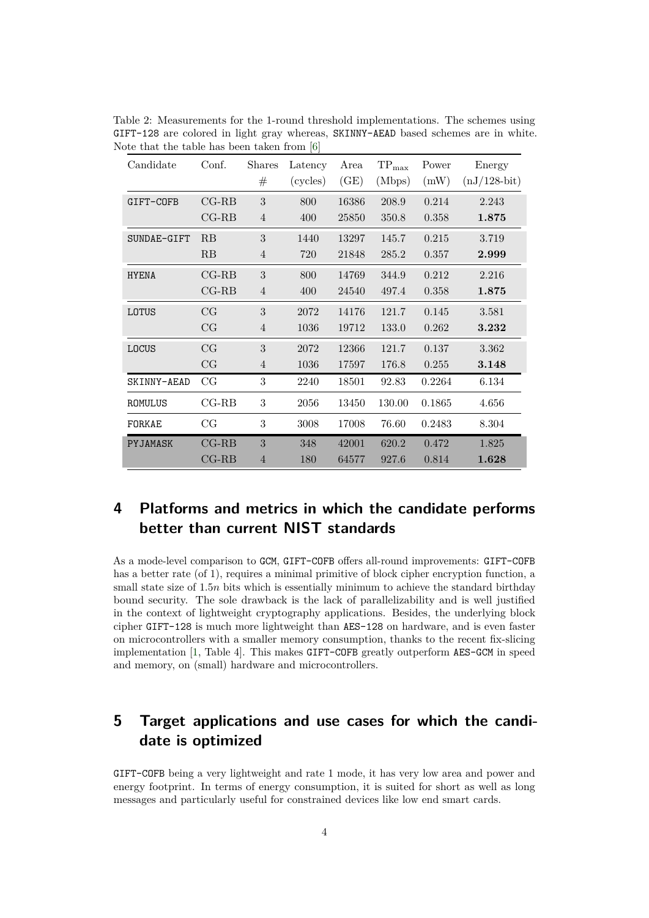Table 2: Measurements for the 1-round threshold implementations. The schemes using GIFT-128 are colored in light gray whereas, SKINNY-AEAD based schemes are in white. Note that the table has been taken from [6]

| Candidate | Conf. | Shares # | Latency (cycles) | Area (GE) | $\mathrm{TP}_{\max}$ (Mbps) | Power (mW) | Energy (nJ/128-bit) |
|---|---|---|---|---|---|---|---|
| GIFT-COFB | CG-RB | 3 | 800 | 16386 | 208.9 | 0.214 | 2.243 |
| | CG-RB | 4 | 400 | 25850 | 350.8 | 0.358 | **1.875** |
| SUNDAE-GIFT | RB | 3 | 1440 | 13297 | 145.7 | 0.215 | 3.719 |
| | RB | 4 | 720 | 21848 | 285.2 | 0.357 | **2.999** |
| HYENA | CG-RB | 3 | 800 | 14769 | 344.9 | 0.212 | 2.216 |
| | CG-RB | 4 | 400 | 24540 | 497.4 | 0.358 | **1.875** |
| LOTUS | CG | 3 | 2072 | 14176 | 121.7 | 0.145 | 3.581 |
| | CG | 4 | 1036 | 19712 | 133.0 | 0.262 | **3.232** |
| LOCUS | CG | 3 | 2072 | 12366 | 121.7 | 0.137 | 3.362 |
| | CG | 4 | 1036 | 17597 | 176.8 | 0.255 | **3.148** |
| SKINNY-AEAD | CG | 3 | 2240 | 18501 | 92.83 | 0.2264 | 6.134 |
| ROMULUS | CG-RB | 3 | 2056 | 13450 | 130.00 | 0.1865 | 4.656 |
| FORKAE | CG | 3 | 3008 | 17008 | 76.60 | 0.2483 | 8.304 |
| PYJAMASK | CG-RB | 3 | 348 | 42001 | 620.2 | 0.472 | 1.825 |
| | CG-RB | 4 | 180 | 64577 | 927.6 | 0.814 | **1.628** |

# 4 Platforms and metrics in which the candidate performs better than current NIST standards

As a mode-level comparison to GCM, GIFT-COFB offers all-round improvements: GIFT-COFB has a better rate (of 1), requires a minimal primitive of block cipher encryption function, a small state size of $1.5n$ bits which is essentially minimum to achieve the standard birthday bound security. The sole drawback is the lack of parallelizability and is well justified in the context of lightweight cryptography applications. Besides, the underlying block cipher GIFT-128 is much more lightweight than AES-128 on hardware, and is even faster on microcontrollers with a smaller memory consumption, thanks to the recent fix-slicing implementation [1, Table 4]. This makes GIFT-COFB greatly outperform AES-GCM in speed and memory, on (small) hardware and microcontrollers.

# 5 Target applications and use cases for which the candidate is optimized

GIFT-COFB being a very lightweight and rate 1 mode, it has very low area and power and energy footprint. In terms of energy consumption, it is suited for short as well as long messages and particularly useful for constrained devices like low end smart cards.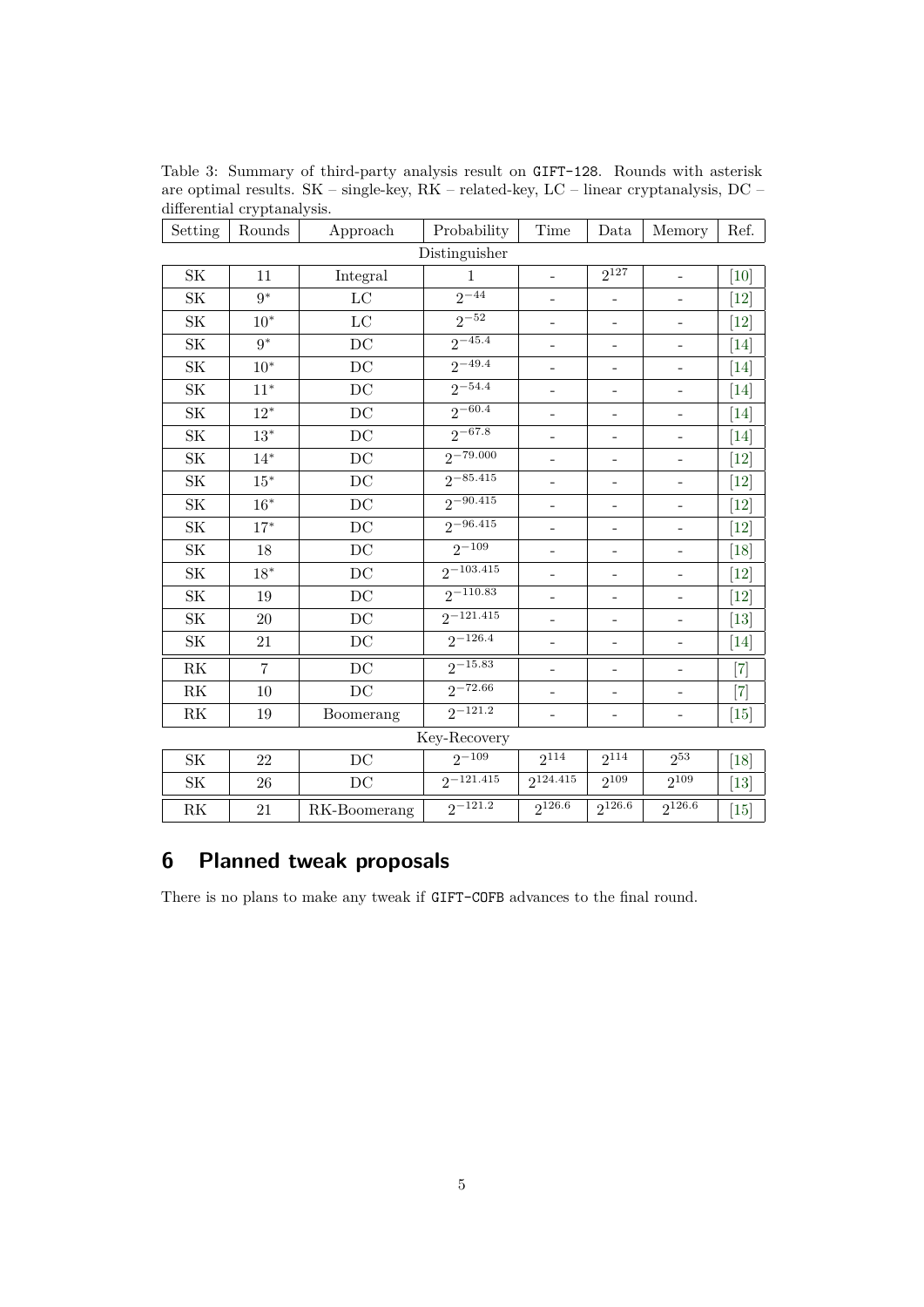Table 3: Summary of third-party analysis result on GIFT-128. Rounds with asterisk are optimal results. SK – single-key, RK – related-key, LC – linear cryptanalysis, DC – differential cryptanalysis.

| Setting | Rounds | Approach | Probability | Time | Data | Memory | Ref. |
|---|---|---|---|---|---|---|---|
| Distinguisher | | | | | | | |
| SK | 11 | Integral | 1 | - | $2^{127}$ | - | [10] |
| SK | $9^*$ | LC | $2^{-44}$ | - | - | - | [12] |
| SK | $10^*$ | LC | $2^{-52}$ | - | - | - | [12] |
| SK | $9^*$ | DC | $2^{-45.4}$ | - | - | - | [14] |
| SK | $10^*$ | DC | $2^{-49.4}$ | - | - | - | [14] |
| SK | $11^*$ | DC | $2^{-54.4}$ | - | - | - | [14] |
| SK | $12^*$ | DC | $2^{-60.4}$ | - | - | - | [14] |
| SK | $13^*$ | DC | $2^{-67.8}$ | - | - | - | [14] |
| SK | $14^*$ | DC | $2^{-79.000}$ | - | - | - | [12] |
| SK | $15^*$ | DC | $2^{-85.415}$ | - | - | - | [12] |
| SK | $16^*$ | DC | $2^{-90.415}$ | - | - | - | [12] |
| SK | $17^*$ | DC | $2^{-96.415}$ | - | - | - | [12] |
| SK | 18 | DC | $2^{-109}$ | - | - | - | [18] |
| SK | $18^*$ | DC | $2^{-103.415}$ | - | - | - | [12] |
| SK | 19 | DC | $2^{-110.83}$ | - | - | - | [12] |
| SK | 20 | DC | $2^{-121.415}$ | - | - | - | [13] |
| SK | 21 | DC | $2^{-126.4}$ | - | - | - | [14] |
| RK | 7 | DC | $2^{-15.83}$ | - | - | - | [7] |
| RK | 10 | DC | $2^{-72.66}$ | - | - | - | [7] |
| RK | 19 | Boomerang | $2^{-121.2}$ | - | - | - | [15] |
| Key-Recovery | | | | | | | |
| SK | 22 | DC | $2^{-109}$ | $2^{114}$ | $2^{114}$ | $2^{53}$ | [18] |
| SK | 26 | DC | $2^{-121.415}$ | $2^{124.415}$ | $2^{109}$ | $2^{109}$ | [13] |
| RK | 21 | RK-Boomerang | $2^{-121.2}$ | $2^{126.6}$ | $2^{126.6}$ | $2^{126.6}$ | [15] |

## 6 Planned tweak proposals

There is no plans to make any tweak if GIFT-COFB advances to the final round.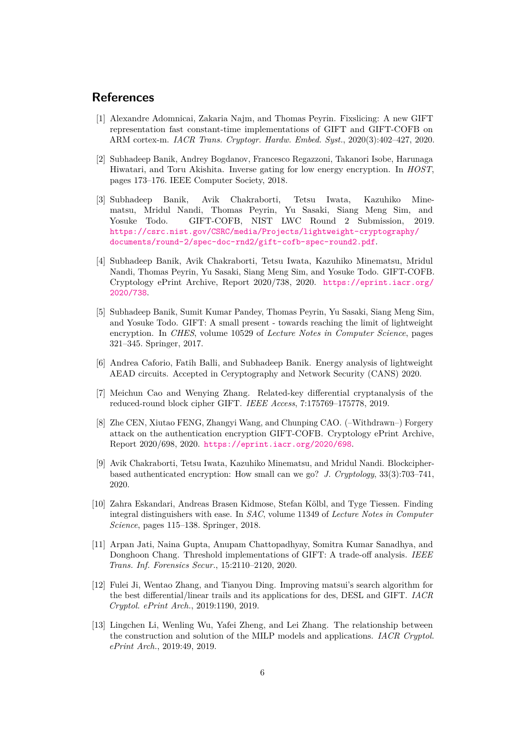## References

[1] Alexandre Adomnicai, Zakaria Najm, and Thomas Peyrin. Fixslicing: A new GIFT representation fast constant-time implementations of GIFT and GIFT-COFB on ARM cortex-m. *IACR Trans. Cryptogr. Hardw. Embed. Syst.*, 2020(3):402–427, 2020.

[2] Subhadeep Banik, Andrey Bogdanov, Francesco Regazzoni, Takanori Isobe, Harunaga Hiwatari, and Toru Akishita. Inverse gating for low energy encryption. In *HOST*, pages 173–176. IEEE Computer Society, 2018.

[3] Subhadeep Banik, Avik Chakraborti, Tetsu Iwata, Kazuhiko Minematsu, Mridul Nandi, Thomas Peyrin, Yu Sasaki, Siang Meng Sim, and Yosuke Todo. GIFT-COFB, NIST LWC Round 2 Submission, 2019. https://csrc.nist.gov/CSRC/media/Projects/lightweight-cryptography/documents/round-2/spec-doc-rnd2/gift-cofb-spec-round2.pdf.

[4] Subhadeep Banik, Avik Chakraborti, Tetsu Iwata, Kazuhiko Minematsu, Mridul Nandi, Thomas Peyrin, Yu Sasaki, Siang Meng Sim, and Yosuke Todo. GIFT-COFB. Cryptology ePrint Archive, Report 2020/738, 2020. https://eprint.iacr.org/2020/738.

[5] Subhadeep Banik, Sumit Kumar Pandey, Thomas Peyrin, Yu Sasaki, Siang Meng Sim, and Yosuke Todo. GIFT: A small present - towards reaching the limit of lightweight encryption. In *CHES*, volume 10529 of *Lecture Notes in Computer Science*, pages 321–345. Springer, 2017.

[6] Andrea Caforio, Fatih Balli, and Subhadeep Banik. Energy analysis of lightweight AEAD circuits. Accepted in Ceryptography and Network Security (CANS) 2020.

[7] Meichun Cao and Wenying Zhang. Related-key differential cryptanalysis of the reduced-round block cipher GIFT. *IEEE Access*, 7:175769–175778, 2019.

[8] Zhe CEN, Xiutao FENG, Zhangyi Wang, and Chunping CAO. (–Withdrawn–) Forgery attack on the authentication encryption GIFT-COFB. Cryptology ePrint Archive, Report 2020/698, 2020. https://eprint.iacr.org/2020/698.

[9] Avik Chakraborti, Tetsu Iwata, Kazuhiko Minematsu, and Mridul Nandi. Blockcipher-based authenticated encryption: How small can we go? *J. Cryptology*, 33(3):703–741, 2020.

[10] Zahra Eskandari, Andreas Brasen Kidmose, Stefan Kölbl, and Tyge Tiessen. Finding integral distinguishers with ease. In *SAC*, volume 11349 of *Lecture Notes in Computer Science*, pages 115–138. Springer, 2018.

[11] Arpan Jati, Naina Gupta, Anupam Chattopadhyay, Somitra Kumar Sanadhya, and Donghoon Chang. Threshold implementations of GIFT: A trade-off analysis. *IEEE Trans. Inf. Forensics Secur.*, 15:2110–2120, 2020.

[12] Fulei Ji, Wentao Zhang, and Tianyou Ding. Improving matsui's search algorithm for the best differential/linear trails and its applications for des, DESL and GIFT. *IACR Cryptol. ePrint Arch.*, 2019:1190, 2019.

[13] Lingchen Li, Wenling Wu, Yafei Zheng, and Lei Zhang. The relationship between the construction and solution of the MILP models and applications. *IACR Cryptol. ePrint Arch.*, 2019:49, 2019.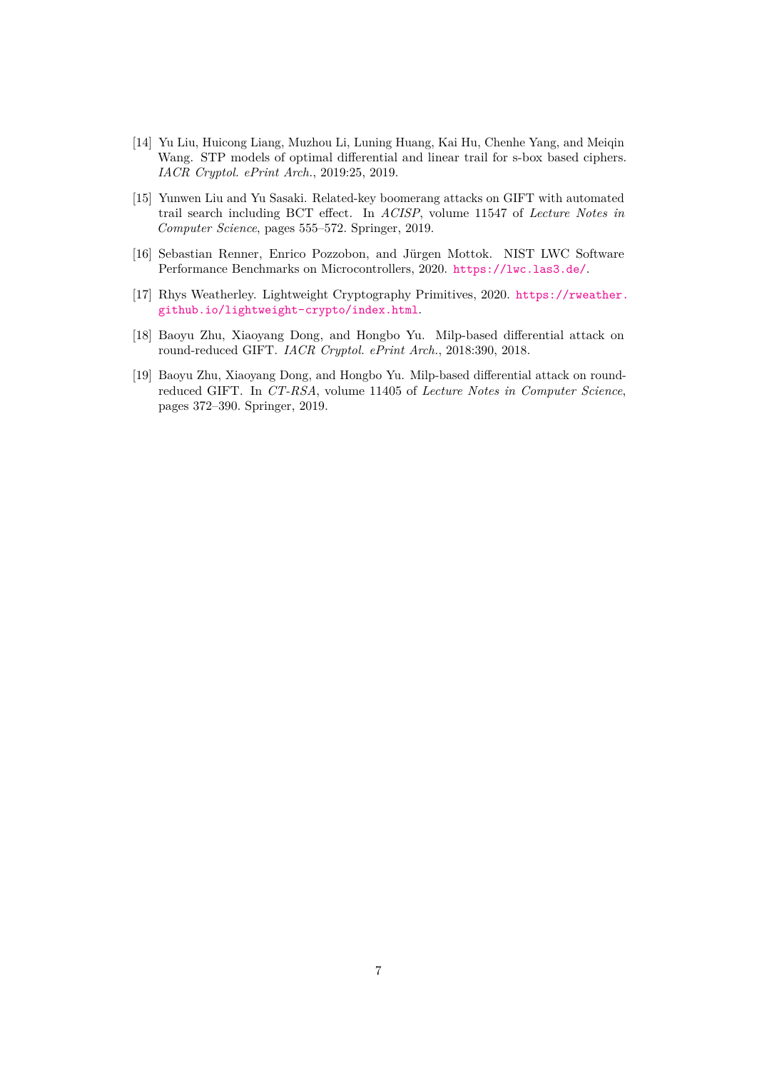[14] Yu Liu, Huicong Liang, Muzhou Li, Luning Huang, Kai Hu, Chenhe Yang, and Meiqin Wang. STP models of optimal differential and linear trail for s-box based ciphers. *IACR Cryptol. ePrint Arch.*, 2019:25, 2019.

[15] Yunwen Liu and Yu Sasaki. Related-key boomerang attacks on GIFT with automated trail search including BCT effect. In *ACISP*, volume 11547 of *Lecture Notes in Computer Science*, pages 555–572. Springer, 2019.

[16] Sebastian Renner, Enrico Pozzobon, and Jürgen Mottok. NIST LWC Software Performance Benchmarks on Microcontrollers, 2020. https://lwc.las3.de/.

[17] Rhys Weatherley. Lightweight Cryptography Primitives, 2020. https://rweather.github.io/lightweight-crypto/index.html.

[18] Baoyu Zhu, Xiaoyang Dong, and Hongbo Yu. Milp-based differential attack on round-reduced GIFT. *IACR Cryptol. ePrint Arch.*, 2018:390, 2018.

[19] Baoyu Zhu, Xiaoyang Dong, and Hongbo Yu. Milp-based differential attack on round-reduced GIFT. In *CT-RSA*, volume 11405 of *Lecture Notes in Computer Science*, pages 372–390. Springer, 2019.